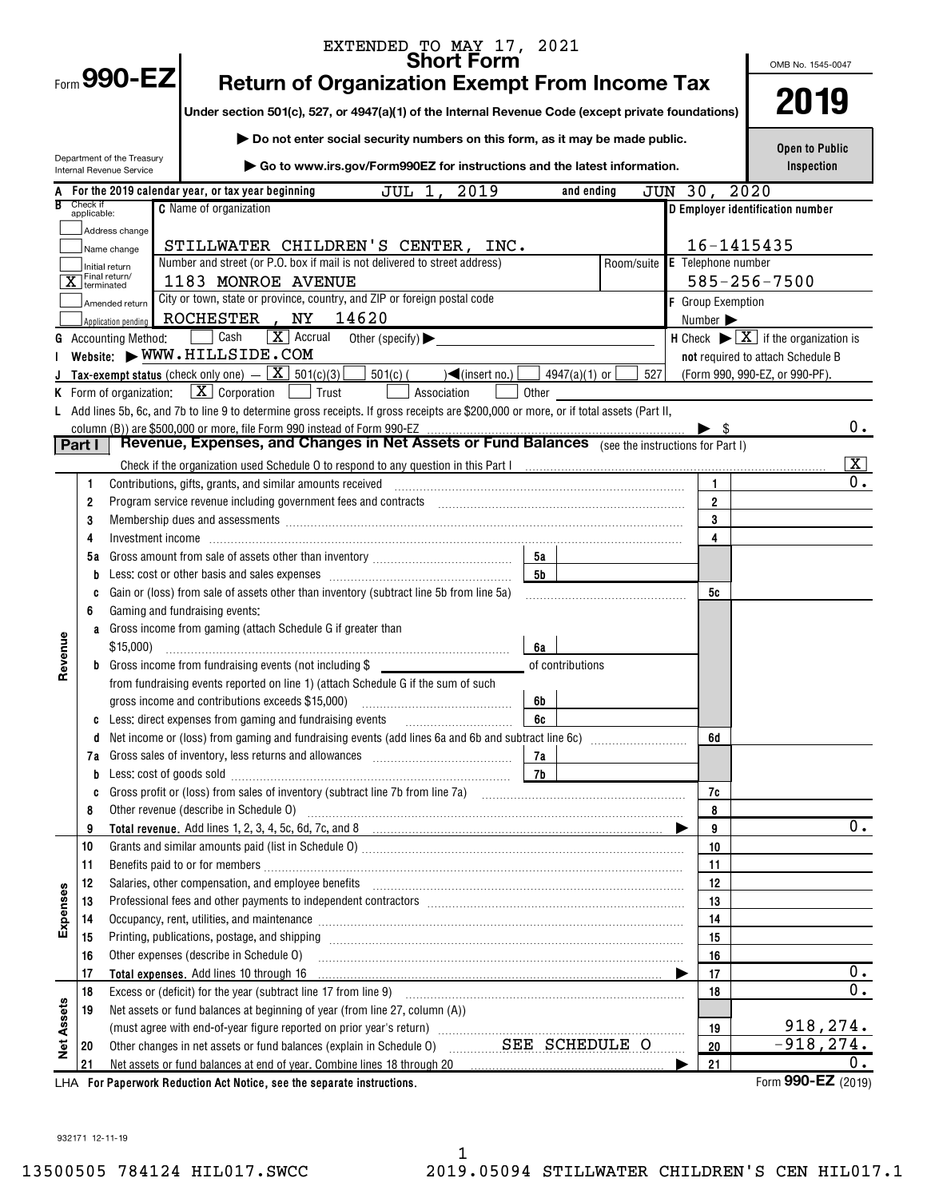EXTENDED TO MAY 17, 2021

# Form 990-EZ

## Short Form
## Return of Organization Exempt From Income Tax

**Under section 501(c), 527, or 4947(a)(1) of the Internal Revenue Code (except private foundations)**

▶ **Do not enter social security numbers on this form, as it may be made public.**

▶ **Go to www.irs.gov/Form990EZ for instructions and the latest information.**

Department of the Treasury
Internal Revenue Service

OMB No. 1545-0047

**2019**

**Open to Public Inspection**

**A** For the 2019 calendar year, or tax year beginning JUL 1, 2019 and ending JUN 30, 2020

**B** Check if applicable:
- Address change
- Name change
- Initial return
- [X] Final return/terminated
- Amended return
- Application pending

**C** Name of organization: STILLWATER CHILDREN'S CENTER, INC.

Number and street (or P.O. box if mail is not delivered to street address): 1183 MONROE AVENUE — Room/suite:

City or town, state or province, country, and ZIP or foreign postal code: ROCHESTER , NY 14620

**D** Employer identification number: 16-1415435

**E** Telephone number: 585-256-7500

**F** Group Exemption Number ▶

**G** Accounting Method: [ ] Cash [X] Accrual Other (specify) ▶

**H** Check ▶ [X] if the organization is **not** required to attach Schedule B (Form 990, 990-EZ, or 990-PF).

**I** Website: ▶ WWW.HILLSIDE.COM

**J** Tax-exempt status (check only one) — [X] 501(c)(3) [ ] 501(c) ( ) ◀(insert no.) [ ] 4947(a)(1) or [ ] 527

**K** Form of organization: [X] Corporation [ ] Trust [ ] Association [ ] Other

**L** Add lines 5b, 6c, and 7b to line 9 to determine gross receipts. If gross receipts are $200,000 or more, or if total assets (Part II, column (B)) are $500,000 or more, file Form 990 instead of Form 990-EZ ▶ $ 0.

## Part I — Revenue, Expenses, and Changes in Net Assets or Fund Balances (see the instructions for Part I)

Check if the organization used Schedule O to respond to any question in this Part I [X]

| | Line | Description | | | Line | Amount |
|---|---|---|---|---|---|---|
| Revenue | 1 | Contributions, gifts, grants, and similar amounts received | | | 1 | 0. |
| | 2 | Program service revenue including government fees and contracts | | | 2 | |
| | 3 | Membership dues and assessments | | | 3 | |
| | 4 | Investment income | | | 4 | |
| | 5a | Gross amount from sale of assets other than inventory | 5a | | | |
| | b | Less: cost or other basis and sales expenses | 5b | | | |
| | c | Gain or (loss) from sale of assets other than inventory (subtract line 5b from line 5a) | | | 5c | |
| | 6 | Gaming and fundraising events: | | | | |
| | a | Gross income from gaming (attach Schedule G if greater than $15,000) | 6a | | | |
| | b | Gross income from fundraising events (not including $ ______ of contributions from fundraising events reported on line 1) (attach Schedule G if the sum of such gross income and contributions exceeds $15,000) | 6b | | | |
| | c | Less: direct expenses from gaming and fundraising events | 6c | | | |
| | d | Net income or (loss) from gaming and fundraising events (add lines 6a and 6b and subtract line 6c) | | | 6d | |
| | 7a | Gross sales of inventory, less returns and allowances | 7a | | | |
| | b | Less: cost of goods sold | 7b | | | |
| | c | Gross profit or (loss) from sales of inventory (subtract line 7b from line 7a) | | | 7c | |
| | 8 | Other revenue (describe in Schedule O) | | | 8 | |
| | 9 | **Total revenue.** Add lines 1, 2, 3, 4, 5c, 6d, 7c, and 8 ▶ | | | 9 | 0. |
| Expenses | 10 | Grants and similar amounts paid (list in Schedule O) | | | 10 | |
| | 11 | Benefits paid to or for members | | | 11 | |
| | 12 | Salaries, other compensation, and employee benefits | | | 12 | |
| | 13 | Professional fees and other payments to independent contractors | | | 13 | |
| | 14 | Occupancy, rent, utilities, and maintenance | | | 14 | |
| | 15 | Printing, publications, postage, and shipping | | | 15 | |
| | 16 | Other expenses (describe in Schedule O) | | | 16 | |
| | 17 | **Total expenses.** Add lines 10 through 16 ▶ | | | 17 | 0. |
| Net Assets | 18 | Excess or (deficit) for the year (subtract line 17 from line 9) | | | 18 | 0. |
| | 19 | Net assets or fund balances at beginning of year (from line 27, column (A)) (must agree with end-of-year figure reported on prior year's return) | | | 19 | 918,274. |
| | 20 | Other changes in net assets or fund balances (explain in Schedule O) SEE SCHEDULE O | | | 20 | -918,274. |
| | 21 | Net assets or fund balances at end of year. Combine lines 18 through 20 ▶ | | | 21 | 0. |

LHA **For Paperwork Reduction Act Notice, see the separate instructions.**

Form **990-EZ** (2019)

932171 12-11-19

13500505 784124 HIL017.SWCC 2019.05094 STILLWATER CHILDREN'S CEN HIL017.1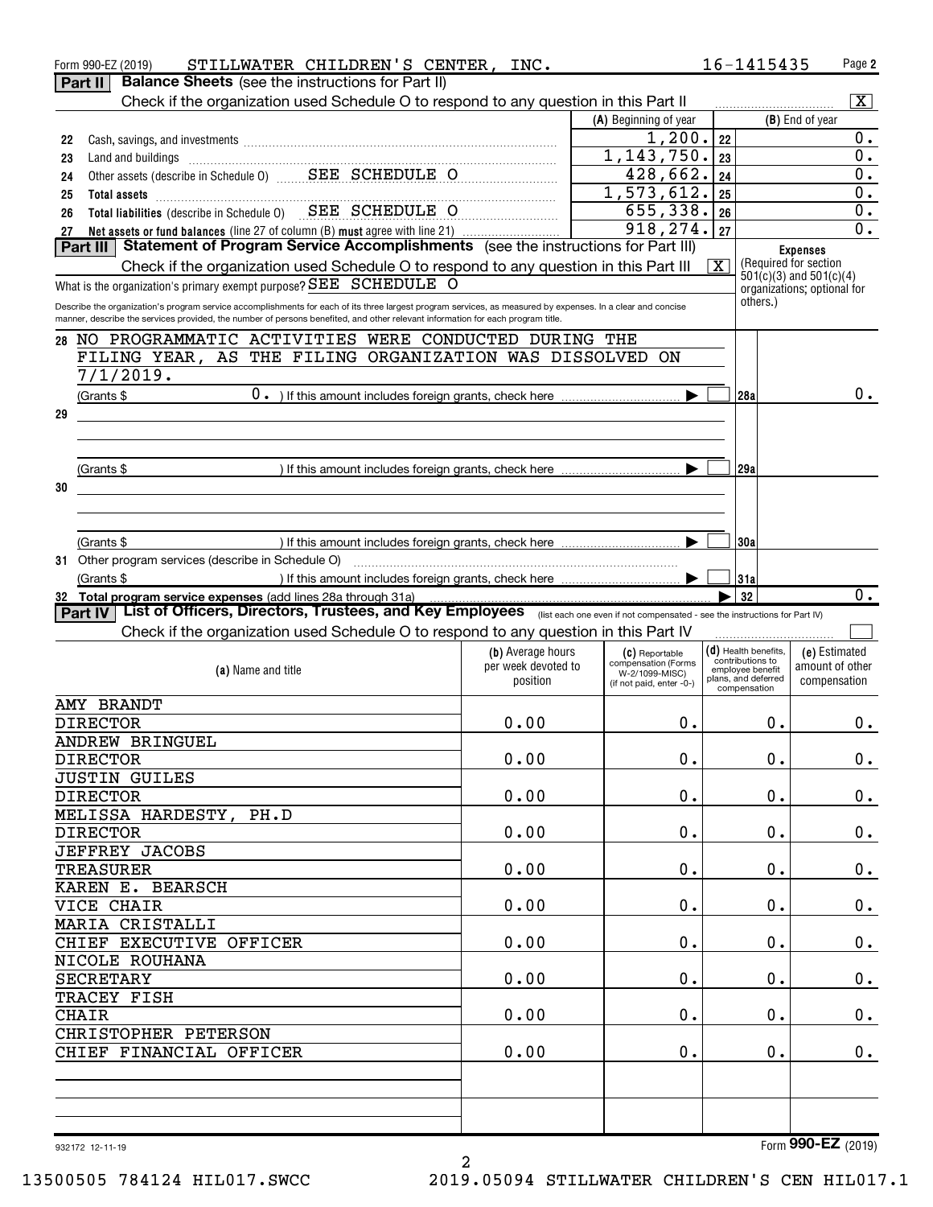Form 990-EZ (2019) STILLWATER CHILDREN'S CENTER, INC. 16-1415435 Page 2

## Part II Balance Sheets (see the instructions for Part II)

Check if the organization used Schedule O to respond to any question in this Part II [X]

| | | (A) Beginning of year | | (B) End of year |
|---|---|---|---|---|
| 22 | Cash, savings, and investments | 1,200. | 22 | 0. |
| 23 | Land and buildings | 1,143,750. | 23 | 0. |
| 24 | Other assets (describe in Schedule O) SEE SCHEDULE O | 428,662. | 24 | 0. |
| 25 | Total assets | 1,573,612. | 25 | 0. |
| 26 | Total liabilities (describe in Schedule O) SEE SCHEDULE O | 655,338. | 26 | 0. |
| 27 | Net assets or fund balances (line 27 of column (B) must agree with line 21) | 918,274. | 27 | 0. |

## Part III Statement of Program Service Accomplishments (see the instructions for Part III)

Check if the organization used Schedule O to respond to any question in this Part III [X]

What is the organization's primary exempt purpose? SEE SCHEDULE O

Describe the organization's program service accomplishments for each of its three largest program services, as measured by expenses. In a clear and concise manner, describe the services provided, the number of persons benefited, and other relevant information for each program title.

Expenses (Required for section 501(c)(3) and 501(c)(4) organizations; optional for others.)

28 NO PROGRAMMATIC ACTIVITIES WERE CONDUCTED DURING THE FILING YEAR, AS THE FILING ORGANIZATION WAS DISSOLVED ON 7/1/2019.

(Grants $ 0. ) If this amount includes foreign grants, check here [ ] **28a** 0.

29

(Grants $ ) If this amount includes foreign grants, check here [ ] **29a**

30

(Grants $ ) If this amount includes foreign grants, check here [ ] **30a**

31 Other program services (describe in Schedule O)

(Grants $ ) If this amount includes foreign grants, check here [ ] **31a**

32 Total program service expenses (add lines 28a through 31a) **32** 0.

## Part IV List of Officers, Directors, Trustees, and Key Employees (list each one even if not compensated - see the instructions for Part IV)

Check if the organization used Schedule O to respond to any question in this Part IV [ ]

| (a) Name and title | (b) Average hours per week devoted to position | (c) Reportable compensation (Forms W-2/1099-MISC) (if not paid, enter -0-) | (d) Health benefits, contributions to employee benefit plans, and deferred compensation | (e) Estimated amount of other compensation |
|---|---|---|---|---|
| AMY BRANDT<br>DIRECTOR | 0.00 | 0. | 0. | 0. |
| ANDREW BRINGUEL<br>DIRECTOR | 0.00 | 0. | 0. | 0. |
| JUSTIN GUILES<br>DIRECTOR | 0.00 | 0. | 0. | 0. |
| MELISSA HARDESTY, PH.D<br>DIRECTOR | 0.00 | 0. | 0. | 0. |
| JEFFREY JACOBS<br>TREASURER | 0.00 | 0. | 0. | 0. |
| KAREN E. BEARSCH<br>VICE CHAIR | 0.00 | 0. | 0. | 0. |
| MARIA CRISTALLI<br>CHIEF EXECUTIVE OFFICER | 0.00 | 0. | 0. | 0. |
| NICOLE ROUHANA<br>SECRETARY | 0.00 | 0. | 0. | 0. |
| TRACEY FISH<br>CHAIR | 0.00 | 0. | 0. | 0. |
| CHRISTOPHER PETERSON<br>CHIEF FINANCIAL OFFICER | 0.00 | 0. | 0. | 0. |

932172 12-11-19 Form 990-EZ (2019)

13500505 784124 HIL017.SWCC 2019.05094 STILLWATER CHILDREN'S CEN HIL017.1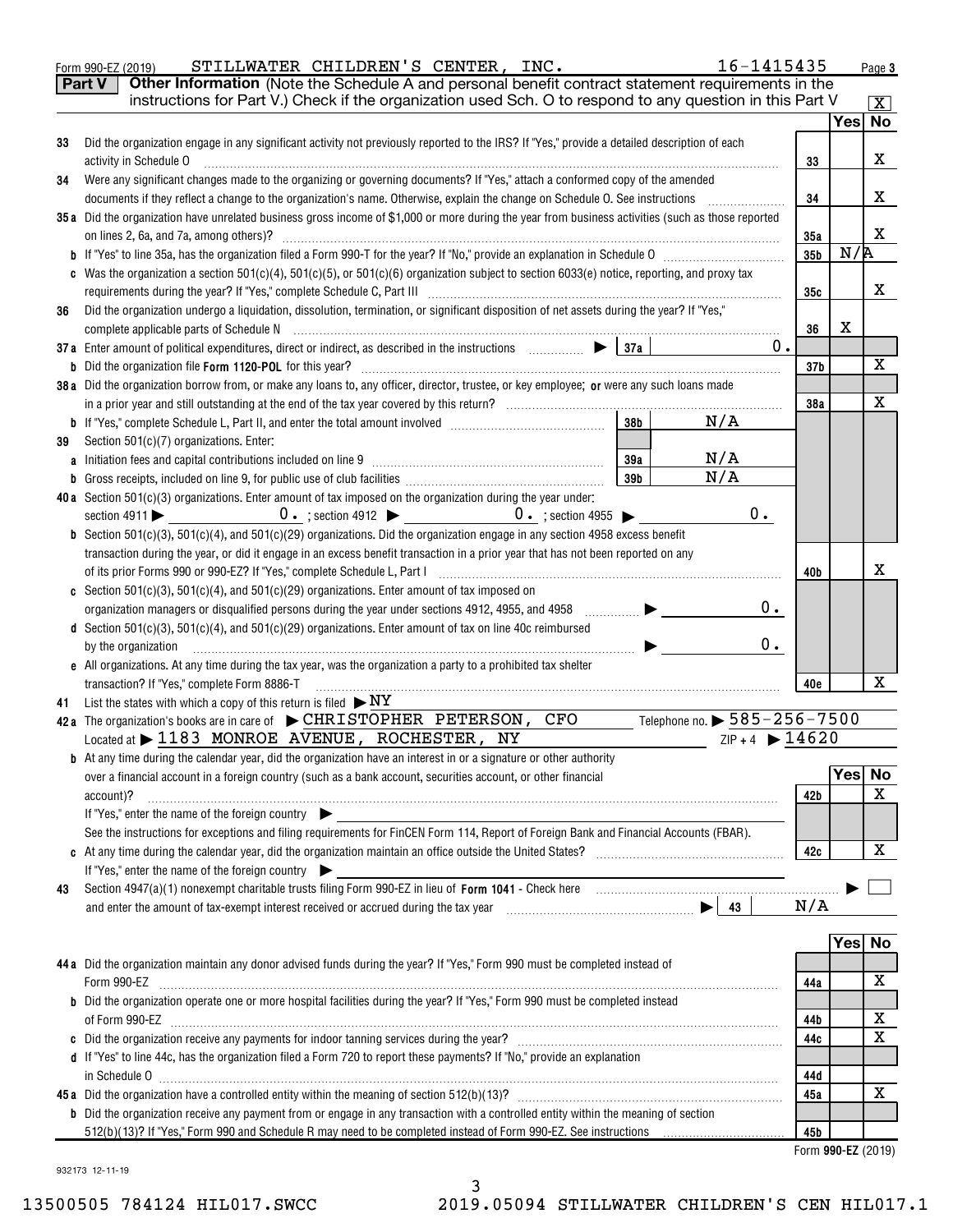Form 990-EZ (2019) STILLWATER CHILDREN'S CENTER, INC. 16-1415435

**Part V** **Other Information** (Note the Schedule A and personal benefit contract statement requirements in the instructions for Part V.) Check if the organization used Sch. O to respond to any question in this Part V [X]

| | | | Yes | No |
|---|---|---|---|---|
| 33 | Did the organization engage in any significant activity not previously reported to the IRS? If "Yes," provide a detailed description of each activity in Schedule O | 33 | | X |
| 34 | Were any significant changes made to the organizing or governing documents? If "Yes," attach a conformed copy of the amended documents if they reflect a change to the organization's name. Otherwise, explain the change on Schedule O. See instructions | 34 | | X |
| 35a | Did the organization have unrelated business gross income of $1,000 or more during the year from business activities (such as those reported on lines 2, 6a, and 7a, among others)? | 35a | | X |
| b | If "Yes" to line 35a, has the organization filed a Form 990-T for the year? If "No," provide an explanation in Schedule O | 35b | N/A | |
| c | Was the organization a section 501(c)(4), 501(c)(5), or 501(c)(6) organization subject to section 6033(e) notice, reporting, and proxy tax requirements during the year? If "Yes," complete Schedule C, Part III | 35c | | X |
| 36 | Did the organization undergo a liquidation, dissolution, termination, or significant disposition of net assets during the year? If "Yes," complete applicable parts of Schedule N | 36 | X | |
| 37a | Enter amount of political expenditures, direct or indirect, as described in the instructions ▶ 37a 0. | | | |
| b | Did the organization file **Form 1120-POL** for this year? | 37b | | X |
| 38a | Did the organization borrow from, or make any loans to, any officer, director, trustee, or key employee; **or** were any such loans made in a prior year and still outstanding at the end of the tax year covered by this return? | 38a | | X |
| b | If "Yes," complete Schedule L, Part II, and enter the total amount involved 38b N/A | | | |
| 39 | Section 501(c)(7) organizations. Enter: | | | |
| a | Initiation fees and capital contributions included on line 9 39a N/A | | | |
| b | Gross receipts, included on line 9, for public use of club facilities 39b N/A | | | |
| 40a | Section 501(c)(3) organizations. Enter amount of tax imposed on the organization during the year under: section 4911 ▶ 0. ; section 4912 ▶ 0. ; section 4955 ▶ 0. | | | |
| b | Section 501(c)(3), 501(c)(4), and 501(c)(29) organizations. Did the organization engage in any section 4958 excess benefit transaction during the year, or did it engage in an excess benefit transaction in a prior year that has not been reported on any of its prior Forms 990 or 990-EZ? If "Yes," complete Schedule L, Part I | 40b | | X |
| c | Section 501(c)(3), 501(c)(4), and 501(c)(29) organizations. Enter amount of tax imposed on organization managers or disqualified persons during the year under sections 4912, 4955, and 4958 ▶ 0. | | | |
| d | Section 501(c)(3), 501(c)(4), and 501(c)(29) organizations. Enter amount of tax on line 40c reimbursed by the organization ▶ 0. | | | |
| e | All organizations. At any time during the tax year, was the organization a party to a prohibited tax shelter transaction? If "Yes," complete Form 8886-T | 40e | | X |

41 List the states with which a copy of this return is filed ▶ NY

42a The organization's books are in care of ▶ CHRISTOPHER PETERSON, CFO Telephone no. ▶ 585-256-7500
Located at ▶ 1183 MONROE AVENUE, ROCHESTER, NY ZIP + 4 ▶ 14620

| | | | Yes | No |
|---|---|---|---|---|
| b | At any time during the calendar year, did the organization have an interest in or a signature or other authority over a financial account in a foreign country (such as a bank account, securities account, or other financial account)? If "Yes," enter the name of the foreign country ▶ See the instructions for exceptions and filing requirements for FinCEN Form 114, Report of Foreign Bank and Financial Accounts (FBAR). | 42b | | X |
| c | At any time during the calendar year, did the organization maintain an office outside the United States? If "Yes," enter the name of the foreign country ▶ | 42c | | X |

43 Section 4947(a)(1) nonexempt charitable trusts filing Form 990-EZ in lieu of **Form 1041** - Check here ▶ [ ]
and enter the amount of tax-exempt interest received or accrued during the tax year ▶ 43 N/A

| | | | Yes | No |
|---|---|---|---|---|
| 44a | Did the organization maintain any donor advised funds during the year? If "Yes," Form 990 must be completed instead of Form 990-EZ | 44a | | X |
| b | Did the organization operate one or more hospital facilities during the year? If "Yes," Form 990 must be completed instead of Form 990-EZ | 44b | | X |
| c | Did the organization receive any payments for indoor tanning services during the year? | 44c | | X |
| d | If "Yes" to line 44c, has the organization filed a Form 720 to report these payments? If "No," provide an explanation in Schedule O | 44d | | |
| 45a | Did the organization have a controlled entity within the meaning of section 512(b)(13)? | 45a | | X |
| b | Did the organization receive any payment from or engage in any transaction with a controlled entity within the meaning of section 512(b)(13)? If "Yes," Form 990 and Schedule R may need to be completed instead of Form 990-EZ. See instructions | 45b | | |

Form **990-EZ** (2019)

932173 12-11-19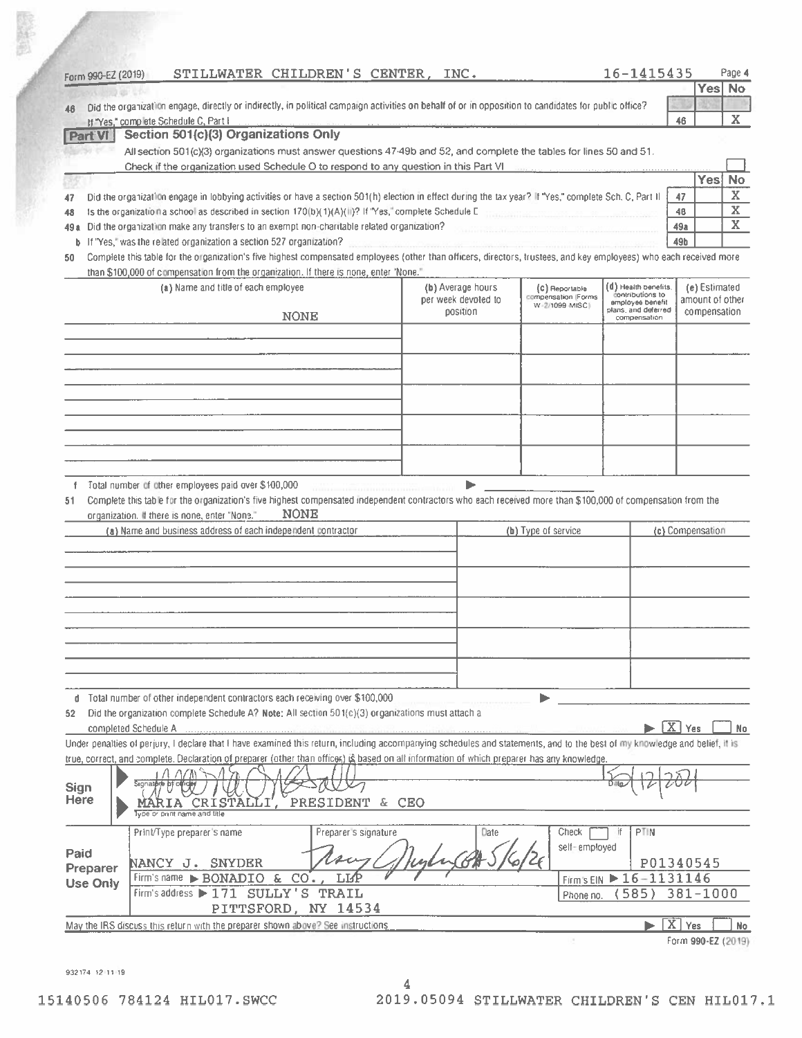Form 990-EZ (2019) STILLWATER CHILDREN'S CENTER, INC. 16-1415435 Page 4

| | | | Yes | No |
|---|---|---|---|---|
| 46 | Did the organization engage, directly or indirectly, in political campaign activities on behalf of or in opposition to candidates for public office? If "Yes," complete Schedule C, Part I | 46 | | X |

**Part VI** **Section 501(c)(3) Organizations Only**

All section 501(c)(3) organizations must answer questions 47-49b and 52, and complete the tables for lines 50 and 51.

Check if the organization used Schedule O to respond to any question in this Part VI ☐

| | | | Yes | No |
|---|---|---|---|---|
| 47 | Did the organization engage in lobbying activities or have a section 501(h) election in effect during the tax year? If "Yes," complete Sch. C, Part II | 47 | | X |
| 48 | Is the organization a school as described in section 170(b)(1)(A)(ii)? If "Yes," complete Schedule E | 48 | | X |
| 49a | Did the organization make any transfers to an exempt non-charitable related organization? | 49a | | X |
| b | If "Yes," was the related organization a section 527 organization? | 49b | | |

50 Complete this table for the organization's five highest compensated employees (other than officers, directors, trustees, and key employees) who each received more than $100,000 of compensation from the organization. If there is none, enter "None."

| (a) Name and title of each employee | (b) Average hours per week devoted to position | (c) Reportable compensation (Forms W-2/1099-MISC) | (d) Health benefits, contributions to employee benefit plans, and deferred compensation | (e) Estimated amount of other compensation |
|---|---|---|---|---|
| NONE | | | | |
| | | | | |
| | | | | |
| | | | | |
| | | | | |

f Total number of other employees paid over $100,000 ▶

51 Complete this table for the organization's five highest compensated independent contractors who each received more than $100,000 of compensation from the organization. If there is none, enter "None." NONE

| (a) Name and business address of each independent contractor | (b) Type of service | (c) Compensation |
|---|---|---|
| | | |
| | | |
| | | |
| | | |
| | | |

d Total number of other independent contractors each receiving over $100,000 ▶

52 Did the organization complete Schedule A? **Note:** All section 501(c)(3) organizations must attach a completed Schedule A ▶ [X] Yes ☐ No

Under penalties of perjury, I declare that I have examined this return, including accompanying schedules and statements, and to the best of my knowledge and belief, it is true, correct, and complete. Declaration of preparer (other than officer) is based on all information of which preparer has any knowledge.

**Sign Here**

Signature of officer: [signature] Date: 5/12/2021

MARIA CRISTALLI, PRESIDENT & CEO
Type or print name and title

**Paid Preparer Use Only**

| Print/Type preparer's name | Preparer's signature | Date | Check ☐ if self-employed | PTIN |
|---|---|---|---|---|
| NANCY J. SNYDER | [signature] | 5/6/21 | | P01340545 |

Firm's name ▶ BONADIO & CO., LLP Firm's EIN ▶ 16-1131146

Firm's address ▶ 171 SULLY'S TRAIL, PITTSFORD, NY 14534 Phone no. (585) 381-1000

May the IRS discuss this return with the preparer shown above? See instructions ▶ [X] Yes ☐ No

Form **990-EZ** (2019)

932174 12-11-19

15140506 784124 HIL017.SWCC 2019.05094 STILLWATER CHILDREN'S CEN HIL017.1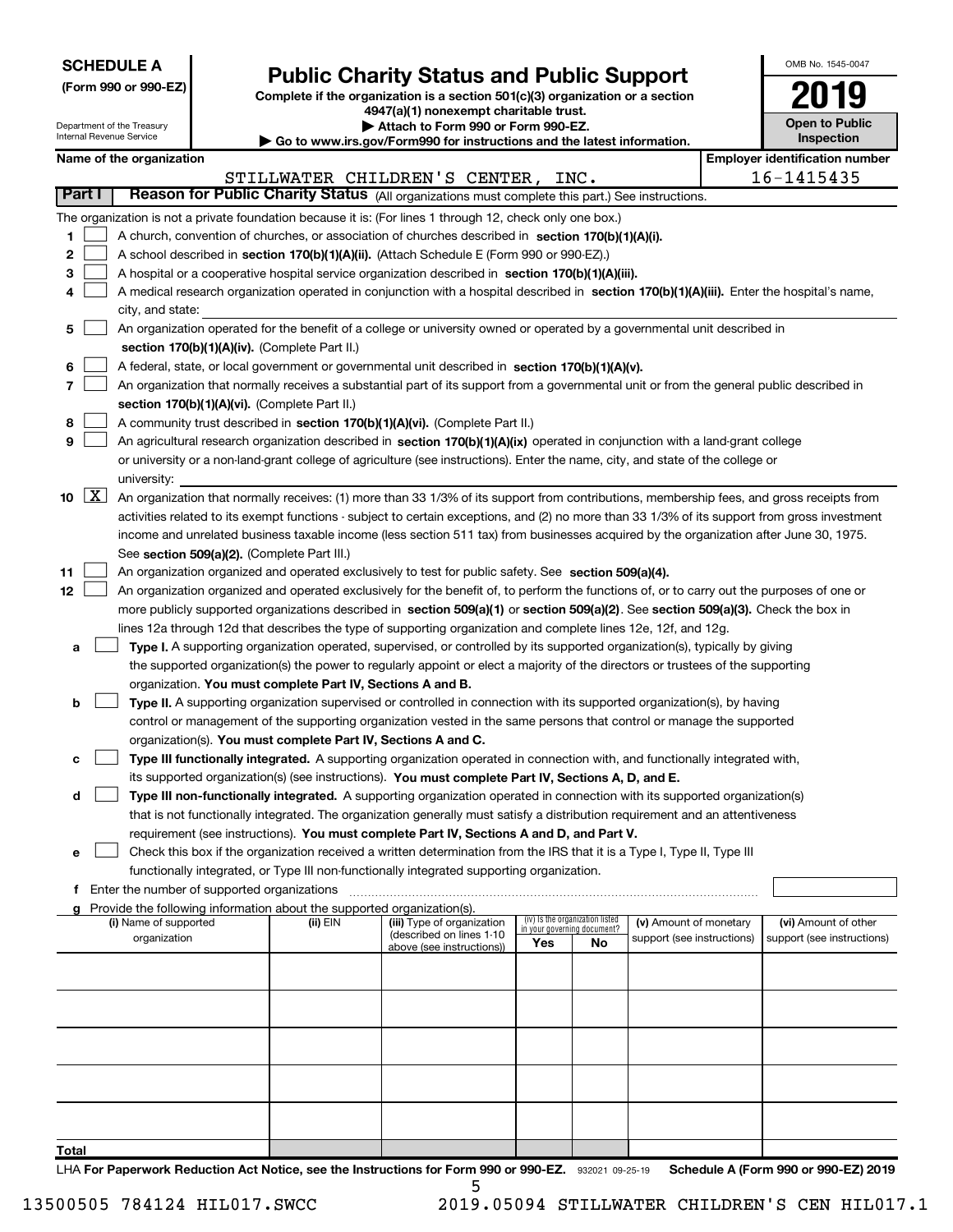**SCHEDULE A**
**(Form 990 or 990-EZ)**

Department of the Treasury
Internal Revenue Service

# Public Charity Status and Public Support

**Complete if the organization is a section 501(c)(3) organization or a section 4947(a)(1) nonexempt charitable trust.**
**▶ Attach to Form 990 or Form 990-EZ.**
**▶ Go to www.irs.gov/Form990 for instructions and the latest information.**

OMB No. 1545-0047
**2019**
**Open to Public Inspection**

**Name of the organization:** STILLWATER CHILDREN'S CENTER, INC.
**Employer identification number:** 16-1415435

## Part I — Reason for Public Charity Status (All organizations must complete this part.) See instructions.

The organization is not a private foundation because it is: (For lines 1 through 12, check only one box.)

1. [ ] A church, convention of churches, or association of churches described in **section 170(b)(1)(A)(i).**
2. [ ] A school described in **section 170(b)(1)(A)(ii).** (Attach Schedule E (Form 990 or 990-EZ).)
3. [ ] A hospital or a cooperative hospital service organization described in **section 170(b)(1)(A)(iii).**
4. [ ] A medical research organization operated in conjunction with a hospital described in **section 170(b)(1)(A)(iii).** Enter the hospital's name, city, and state:
5. [ ] An organization operated for the benefit of a college or university owned or operated by a governmental unit described in **section 170(b)(1)(A)(iv).** (Complete Part II.)
6. [ ] A federal, state, or local government or governmental unit described in **section 170(b)(1)(A)(v).**
7. [ ] An organization that normally receives a substantial part of its support from a governmental unit or from the general public described in **section 170(b)(1)(A)(vi).** (Complete Part II.)
8. [ ] A community trust described in **section 170(b)(1)(A)(vi).** (Complete Part II.)
9. [ ] An agricultural research organization described in **section 170(b)(1)(A)(ix)** operated in conjunction with a land-grant college or university or a non-land-grant college of agriculture (see instructions). Enter the name, city, and state of the college or university:
10. [X] An organization that normally receives: (1) more than 33 1/3% of its support from contributions, membership fees, and gross receipts from activities related to its exempt functions - subject to certain exceptions, and (2) no more than 33 1/3% of its support from gross investment income and unrelated business taxable income (less section 511 tax) from businesses acquired by the organization after June 30, 1975. See **section 509(a)(2).** (Complete Part III.)
11. [ ] An organization organized and operated exclusively to test for public safety. See **section 509(a)(4).**
12. [ ] An organization organized and operated exclusively for the benefit of, to perform the functions of, or to carry out the purposes of one or more publicly supported organizations described in **section 509(a)(1)** or **section 509(a)(2)**. See **section 509(a)(3).** Check the box in lines 12a through 12d that describes the type of supporting organization and complete lines 12e, 12f, and 12g.
   - a [ ] **Type I.** A supporting organization operated, supervised, or controlled by its supported organization(s), typically by giving the supported organization(s) the power to regularly appoint or elect a majority of the directors or trustees of the supporting organization. **You must complete Part IV, Sections A and B.**
   - b [ ] **Type II.** A supporting organization supervised or controlled in connection with its supported organization(s), by having control or management of the supporting organization vested in the same persons that control or manage the supported organization(s). **You must complete Part IV, Sections A and C.**
   - c [ ] **Type III functionally integrated.** A supporting organization operated in connection with, and functionally integrated with, its supported organization(s) (see instructions). **You must complete Part IV, Sections A, D, and E.**
   - d [ ] **Type III non-functionally integrated.** A supporting organization operated in connection with its supported organization(s) that is not functionally integrated. The organization generally must satisfy a distribution requirement and an attentiveness requirement (see instructions). **You must complete Part IV, Sections A and D, and Part V.**
   - e [ ] Check this box if the organization received a written determination from the IRS that it is a Type I, Type II, Type III functionally integrated, or Type III non-functionally integrated supporting organization.
   - f Enter the number of supported organizations
   - g Provide the following information about the supported organization(s).

| (i) Name of supported organization | (ii) EIN | (iii) Type of organization (described on lines 1-10 above (see instructions)) | (iv) Is the organization listed in your governing document? Yes | No | (v) Amount of monetary support (see instructions) | (vi) Amount of other support (see instructions) |
|---|---|---|---|---|---|---|
| | | | | | | |
| | | | | | | |
| | | | | | | |
| | | | | | | |
| | | | | | | |
| **Total** | | | | | | |

LHA **For Paperwork Reduction Act Notice, see the Instructions for Form 990 or 990-EZ.** 932021 09-25-19 **Schedule A (Form 990 or 990-EZ) 2019**

13500505 784124 HIL017.SWCC 2019.05094 STILLWATER CHILDREN'S CEN HIL017.1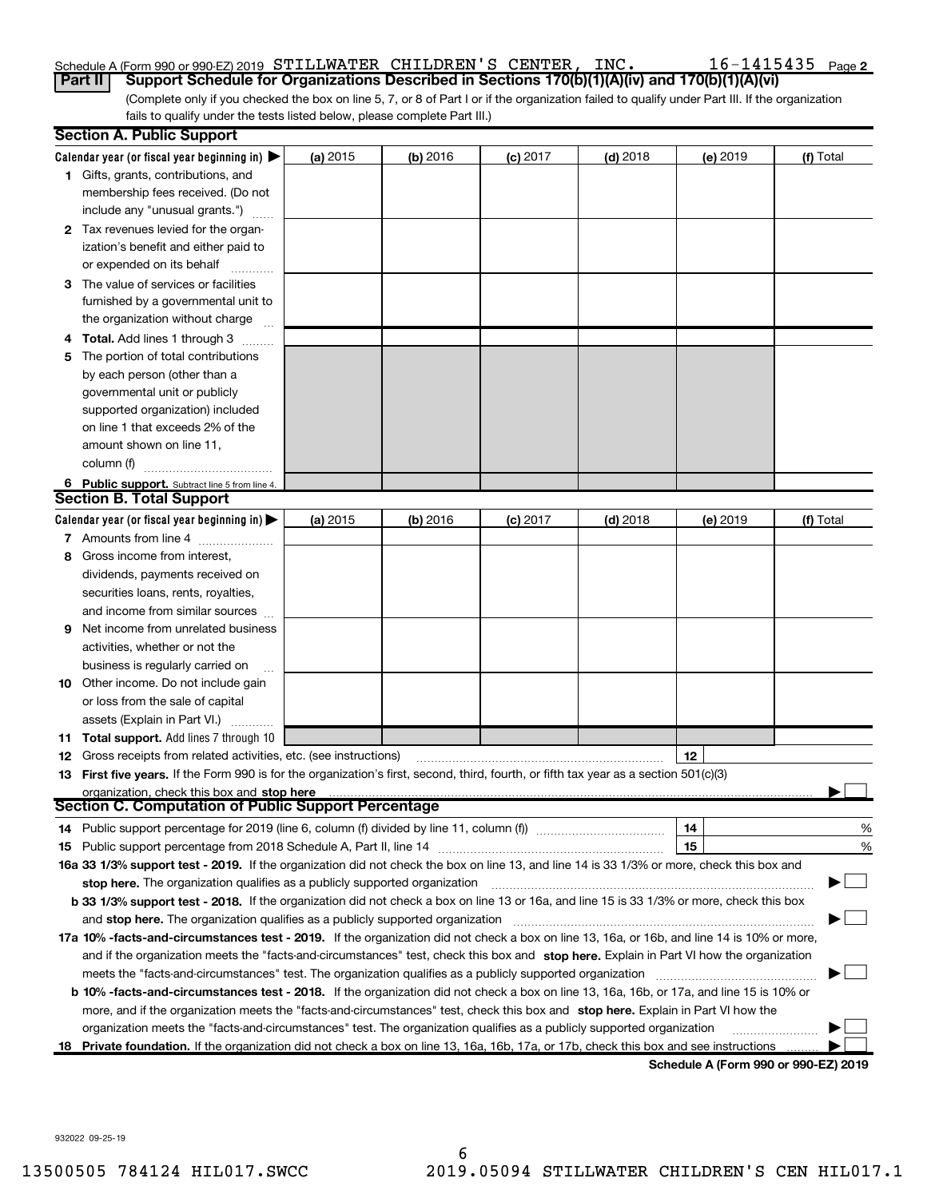Schedule A (Form 990 or 990-EZ) 2019 STILLWATER CHILDREN'S CENTER, INC. 16-1415435 Page 2

**Part II** **Support Schedule for Organizations Described in Sections 170(b)(1)(A)(iv) and 170(b)(1)(A)(vi)**

(Complete only if you checked the box on line 5, 7, or 8 of Part I or if the organization failed to qualify under Part III. If the organization fails to qualify under the tests listed below, please complete Part III.)

## Section A. Public Support

| Calendar year (or fiscal year beginning in) ▶ | (a) 2015 | (b) 2016 | (c) 2017 | (d) 2018 | (e) 2019 | (f) Total |
|---|---|---|---|---|---|---|
| **1** Gifts, grants, contributions, and membership fees received. (Do not include any "unusual grants.") | | | | | | |
| **2** Tax revenues levied for the organization's benefit and either paid to or expended on its behalf | | | | | | |
| **3** The value of services or facilities furnished by a governmental unit to the organization without charge | | | | | | |
| **4 Total.** Add lines 1 through 3 | | | | | | |
| **5** The portion of total contributions by each person (other than a governmental unit or publicly supported organization) included on line 1 that exceeds 2% of the amount shown on line 11, column (f) | | | | | | |
| **6 Public support.** Subtract line 5 from line 4. | | | | | | |

## Section B. Total Support

| Calendar year (or fiscal year beginning in) ▶ | (a) 2015 | (b) 2016 | (c) 2017 | (d) 2018 | (e) 2019 | (f) Total |
|---|---|---|---|---|---|---|
| **7** Amounts from line 4 | | | | | | |
| **8** Gross income from interest, dividends, payments received on securities loans, rents, royalties, and income from similar sources | | | | | | |
| **9** Net income from unrelated business activities, whether or not the business is regularly carried on | | | | | | |
| **10** Other income. Do not include gain or loss from the sale of capital assets (Explain in Part VI.) | | | | | | |
| **11 Total support.** Add lines 7 through 10 | | | | | | |

**12** Gross receipts from related activities, etc. (see instructions) **12**

**13 First five years.** If the Form 990 is for the organization's first, second, third, fourth, or fifth tax year as a section 501(c)(3) organization, check this box and **stop here** ▶ ☐

## Section C. Computation of Public Support Percentage

**14** Public support percentage for 2019 (line 6, column (f) divided by line 11, column (f)) **14** %

**15** Public support percentage from 2018 Schedule A, Part II, line 14 **15** %

**16a 33 1/3% support test - 2019.** If the organization did not check the box on line 13, and line 14 is 33 1/3% or more, check this box and **stop here.** The organization qualifies as a publicly supported organization ▶ ☐

**b 33 1/3% support test - 2018.** If the organization did not check a box on line 13 or 16a, and line 15 is 33 1/3% or more, check this box and **stop here.** The organization qualifies as a publicly supported organization ▶ ☐

**17a 10% -facts-and-circumstances test - 2019.** If the organization did not check a box on line 13, 16a, or 16b, and line 14 is 10% or more, and if the organization meets the "facts-and-circumstances" test, check this box and **stop here.** Explain in Part VI how the organization meets the "facts-and-circumstances" test. The organization qualifies as a publicly supported organization ▶ ☐

**b 10% -facts-and-circumstances test - 2018.** If the organization did not check a box on line 13, 16a, 16b, or 17a, and line 15 is 10% or more, and if the organization meets the "facts-and-circumstances" test, check this box and **stop here.** Explain in Part VI how the organization meets the "facts-and-circumstances" test. The organization qualifies as a publicly supported organization ▶ ☐

**18 Private foundation.** If the organization did not check a box on line 13, 16a, 16b, 17a, or 17b, check this box and see instructions ▶ ☐

**Schedule A (Form 990 or 990-EZ) 2019**

932022 09-25-19

13500505 784124 HIL017.SWCC 2019.05094 STILLWATER CHILDREN'S CEN HIL017.1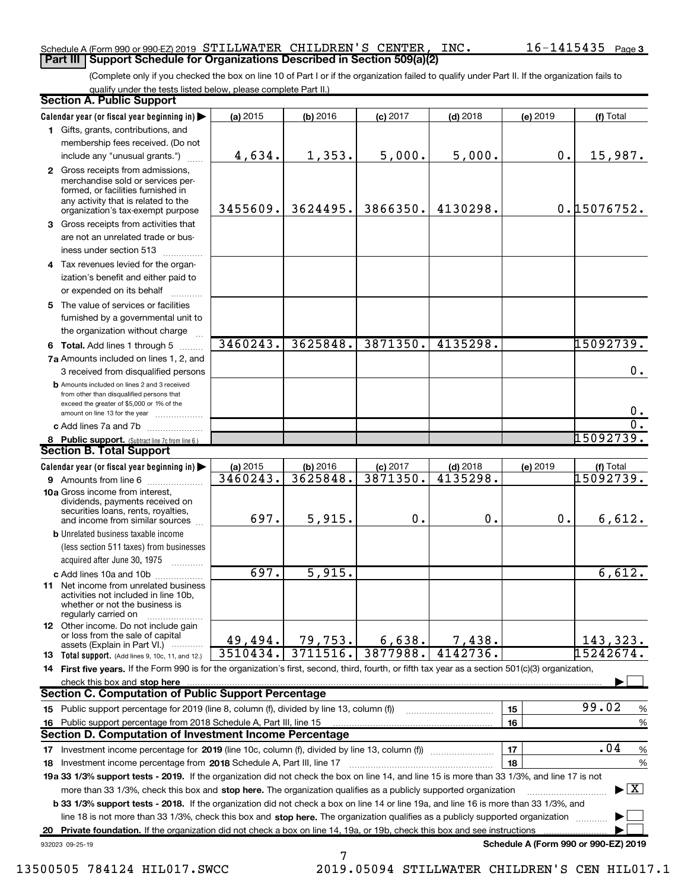Schedule A (Form 990 or 990-EZ) 2019 STILLWATER CHILDREN'S CENTER, INC. 16-1415435 Page 3

## Part III Support Schedule for Organizations Described in Section 509(a)(2)

(Complete only if you checked the box on line 10 of Part I or if the organization failed to qualify under Part II. If the organization fails to qualify under the tests listed below, please complete Part II.)

### Section A. Public Support

| Calendar year (or fiscal year beginning in) | (a) 2015 | (b) 2016 | (c) 2017 | (d) 2018 | (e) 2019 | (f) Total |
|---|---|---|---|---|---|---|
| 1 Gifts, grants, contributions, and membership fees received. (Do not include any "unusual grants.") | 4,634. | 1,353. | 5,000. | 5,000. | 0. | 15,987. |
| 2 Gross receipts from admissions, merchandise sold or services performed, or facilities furnished in any activity that is related to the organization's tax-exempt purpose | 3455609. | 3624495. | 3866350. | 4130298. | 0. | 15076752. |
| 3 Gross receipts from activities that are not an unrelated trade or business under section 513 | | | | | | |
| 4 Tax revenues levied for the organization's benefit and either paid to or expended on its behalf | | | | | | |
| 5 The value of services or facilities furnished by a governmental unit to the organization without charge | | | | | | |
| 6 **Total.** Add lines 1 through 5 | 3460243. | 3625848. | 3871350. | 4135298. | | 15092739. |
| 7a Amounts included on lines 1, 2, and 3 received from disqualified persons | | | | | | 0. |
| b Amounts included on lines 2 and 3 received from other than disqualified persons that exceed the greater of $5,000 or 1% of the amount on line 13 for the year | | | | | | 0. |
| c Add lines 7a and 7b | | | | | | 0. |
| 8 **Public support.** (Subtract line 7c from line 6.) | | | | | | 15092739. |

### Section B. Total Support

| Calendar year (or fiscal year beginning in) | (a) 2015 | (b) 2016 | (c) 2017 | (d) 2018 | (e) 2019 | (f) Total |
|---|---|---|---|---|---|---|
| 9 Amounts from line 6 | 3460243. | 3625848. | 3871350. | 4135298. | | 15092739. |
| 10a Gross income from interest, dividends, payments received on securities loans, rents, royalties, and income from similar sources | 697. | 5,915. | 0. | 0. | 0. | 6,612. |
| b Unrelated business taxable income (less section 511 taxes) from businesses acquired after June 30, 1975 | | | | | | |
| c Add lines 10a and 10b | 697. | 5,915. | | | | 6,612. |
| 11 Net income from unrelated business activities not included in line 10b, whether or not the business is regularly carried on | | | | | | |
| 12 Other income. Do not include gain or loss from the sale of capital assets (Explain in Part VI.) | 49,494. | 79,753. | 6,638. | 7,438. | | 143,323. |
| 13 **Total support.** (Add lines 9, 10c, 11, and 12.) | 3510434. | 3711516. | 3877988. | 4142736. | | 15242674. |

14 **First five years.** If the Form 990 is for the organization's first, second, third, fourth, or fifth tax year as a section 501(c)(3) organization, check this box and **stop here** ☐

### Section C. Computation of Public Support Percentage

| | | | |
|---|---|---|---|
| 15 Public support percentage for 2019 (line 8, column (f), divided by line 13, column (f)) | 15 | 99.02 | % |
| 16 Public support percentage from 2018 Schedule A, Part III, line 15 | 16 | | % |

### Section D. Computation of Investment Income Percentage

| | | | |
|---|---|---|---|
| 17 Investment income percentage for **2019** (line 10c, column (f), divided by line 13, column (f)) | 17 | .04 | % |
| 18 Investment income percentage from **2018** Schedule A, Part III, line 17 | 18 | | % |

**19a 33 1/3% support tests - 2019.** If the organization did not check the box on line 14, and line 15 is more than 33 1/3%, and line 17 is not more than 33 1/3%, check this box and **stop here.** The organization qualifies as a publicly supported organization ☒

**b 33 1/3% support tests - 2018.** If the organization did not check a box on line 14 or line 19a, and line 16 is more than 33 1/3%, and line 18 is not more than 33 1/3%, check this box and **stop here.** The organization qualifies as a publicly supported organization ☐

**20 Private foundation.** If the organization did not check a box on line 14, 19a, or 19b, check this box and see instructions ☐

932023 09-25-19

**Schedule A (Form 990 or 990-EZ) 2019**

13500505 784124 HIL017.SWCC 2019.05094 STILLWATER CHILDREN'S CEN HIL017.1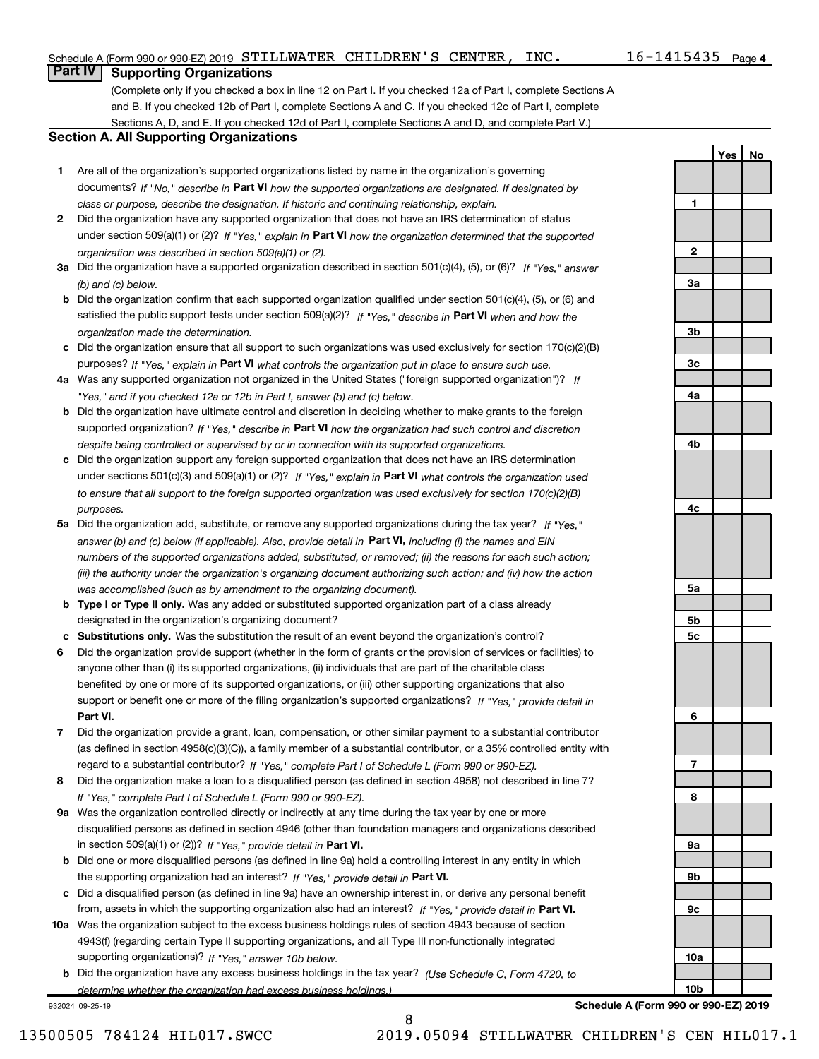Schedule A (Form 990 or 990-EZ) 2019 STILLWATER CHILDREN'S CENTER, INC. 16-1415435 Page 4

## Part IV Supporting Organizations

(Complete only if you checked a box in line 12 on Part I. If you checked 12a of Part I, complete Sections A and B. If you checked 12b of Part I, complete Sections A and C. If you checked 12c of Part I, complete Sections A, D, and E. If you checked 12d of Part I, complete Sections A and D, and complete Part V.)

### Section A. All Supporting Organizations

| | | Line | Yes | No |
|---|---|---|---|---|
| **1** | Are all of the organization's supported organizations listed by name in the organization's governing documents? *If "No," describe in* **Part VI** *how the supported organizations are designated. If designated by class or purpose, describe the designation. If historic and continuing relationship, explain.* | 1 | | |
| **2** | Did the organization have any supported organization that does not have an IRS determination of status under section 509(a)(1) or (2)? *If "Yes," explain in* **Part VI** *how the organization determined that the supported organization was described in section 509(a)(1) or (2).* | 2 | | |
| **3a** | Did the organization have a supported organization described in section 501(c)(4), (5), or (6)? *If "Yes," answer (b) and (c) below.* | 3a | | |
| **b** | Did the organization confirm that each supported organization qualified under section 501(c)(4), (5), or (6) and satisfied the public support tests under section 509(a)(2)? *If "Yes," describe in* **Part VI** *when and how the organization made the determination.* | 3b | | |
| **c** | Did the organization ensure that all support to such organizations was used exclusively for section 170(c)(2)(B) purposes? *If "Yes," explain in* **Part VI** *what controls the organization put in place to ensure such use.* | 3c | | |
| **4a** | Was any supported organization not organized in the United States ("foreign supported organization")? *If "Yes," and if you checked 12a or 12b in Part I, answer (b) and (c) below.* | 4a | | |
| **b** | Did the organization have ultimate control and discretion in deciding whether to make grants to the foreign supported organization? *If "Yes," describe in* **Part VI** *how the organization had such control and discretion despite being controlled or supervised by or in connection with its supported organizations.* | 4b | | |
| **c** | Did the organization support any foreign supported organization that does not have an IRS determination under sections 501(c)(3) and 509(a)(1) or (2)? *If "Yes," explain in* **Part VI** *what controls the organization used to ensure that all support to the foreign supported organization was used exclusively for section 170(c)(2)(B) purposes.* | 4c | | |
| **5a** | Did the organization add, substitute, or remove any supported organizations during the tax year? *If "Yes," answer (b) and (c) below (if applicable). Also, provide detail in* **Part VI,** *including (i) the names and EIN numbers of the supported organizations added, substituted, or removed; (ii) the reasons for each such action; (iii) the authority under the organization's organizing document authorizing such action; and (iv) how the action was accomplished (such as by amendment to the organizing document).* | 5a | | |
| **b** | **Type I or Type II only.** Was any added or substituted supported organization part of a class already designated in the organization's organizing document? | 5b | | |
| **c** | **Substitutions only.** Was the substitution the result of an event beyond the organization's control? | 5c | | |
| **6** | Did the organization provide support (whether in the form of grants or the provision of services or facilities) to anyone other than (i) its supported organizations, (ii) individuals that are part of the charitable class benefited by one or more of its supported organizations, or (iii) other supporting organizations that also support or benefit one or more of the filing organization's supported organizations? *If "Yes," provide detail in* **Part VI.** | 6 | | |
| **7** | Did the organization provide a grant, loan, compensation, or other similar payment to a substantial contributor (as defined in section 4958(c)(3)(C)), a family member of a substantial contributor, or a 35% controlled entity with regard to a substantial contributor? *If "Yes," complete Part I of Schedule L (Form 990 or 990-EZ).* | 7 | | |
| **8** | Did the organization make a loan to a disqualified person (as defined in section 4958) not described in line 7? *If "Yes," complete Part I of Schedule L (Form 990 or 990-EZ).* | 8 | | |
| **9a** | Was the organization controlled directly or indirectly at any time during the tax year by one or more disqualified persons as defined in section 4946 (other than foundation managers and organizations described in section 509(a)(1) or (2))? *If "Yes," provide detail in* **Part VI.** | 9a | | |
| **b** | Did one or more disqualified persons (as defined in line 9a) hold a controlling interest in any entity in which the supporting organization had an interest? *If "Yes," provide detail in* **Part VI.** | 9b | | |
| **c** | Did a disqualified person (as defined in line 9a) have an ownership interest in, or derive any personal benefit from, assets in which the supporting organization also had an interest? *If "Yes," provide detail in* **Part VI.** | 9c | | |
| **10a** | Was the organization subject to the excess business holdings rules of section 4943 because of section 4943(f) (regarding certain Type II supporting organizations, and all Type III non-functionally integrated supporting organizations)? *If "Yes," answer 10b below.* | 10a | | |
| **b** | Did the organization have any excess business holdings in the tax year? *(Use Schedule C, Form 4720, to determine whether the organization had excess business holdings.)* | 10b | | |

932024 09-25-19 **Schedule A (Form 990 or 990-EZ) 2019**

13500505 784124 HIL017.SWCC 2019.05094 STILLWATER CHILDREN'S CEN HIL017.1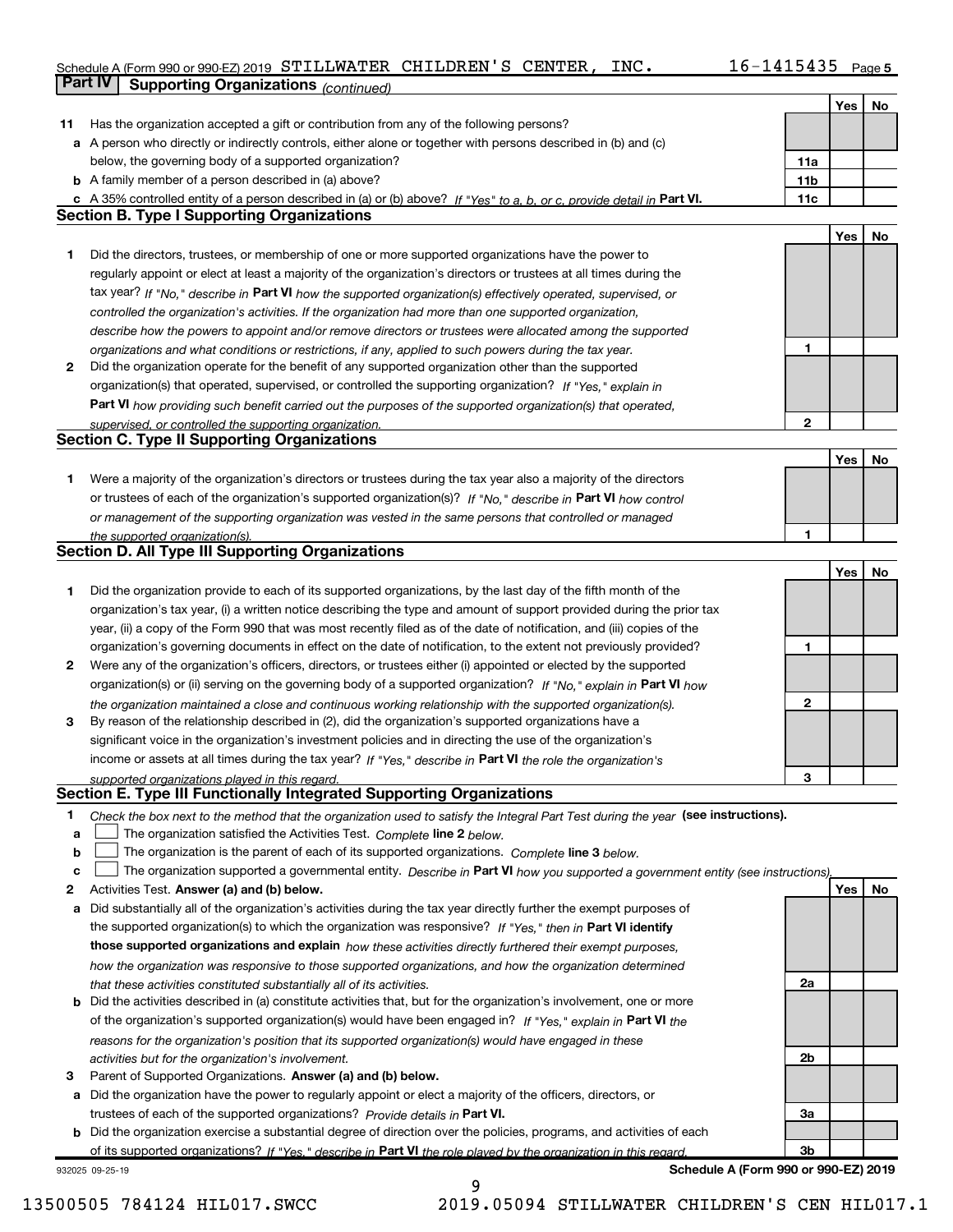Schedule A (Form 990 or 990-EZ) 2019 STILLWATER CHILDREN'S CENTER, INC. 16-1415435 Page 5

## Part IV Supporting Organizations *(continued)*

| | | | Yes | No |
|---|---|---|---|---|
| **11** | Has the organization accepted a gift or contribution from any of the following persons? | | | |
| **a** | A person who directly or indirectly controls, either alone or together with persons described in (b) and (c) below, the governing body of a supported organization? | 11a | | |
| **b** | A family member of a person described in (a) above? | 11b | | |
| **c** | A 35% controlled entity of a person described in (a) or (b) above? *If "Yes" to a, b, or c, provide detail in* **Part VI.** | 11c | | |

### Section B. Type I Supporting Organizations

| | | | Yes | No |
|---|---|---|---|---|
| **1** | Did the directors, trustees, or membership of one or more supported organizations have the power to regularly appoint or elect at least a majority of the organization's directors or trustees at all times during the tax year? *If "No," describe in* **Part VI** *how the supported organization(s) effectively operated, supervised, or controlled the organization's activities. If the organization had more than one supported organization, describe how the powers to appoint and/or remove directors or trustees were allocated among the supported organizations and what conditions or restrictions, if any, applied to such powers during the tax year.* | 1 | | |
| **2** | Did the organization operate for the benefit of any supported organization other than the supported organization(s) that operated, supervised, or controlled the supporting organization? *If "Yes," explain in* **Part VI** *how providing such benefit carried out the purposes of the supported organization(s) that operated, supervised, or controlled the supporting organization.* | 2 | | |

### Section C. Type II Supporting Organizations

| | | | Yes | No |
|---|---|---|---|---|
| **1** | Were a majority of the organization's directors or trustees during the tax year also a majority of the directors or trustees of each of the organization's supported organization(s)? *If "No," describe in* **Part VI** *how control or management of the supporting organization was vested in the same persons that controlled or managed the supported organization(s).* | 1 | | |

### Section D. All Type III Supporting Organizations

| | | | Yes | No |
|---|---|---|---|---|
| **1** | Did the organization provide to each of its supported organizations, by the last day of the fifth month of the organization's tax year, (i) a written notice describing the type and amount of support provided during the prior tax year, (ii) a copy of the Form 990 that was most recently filed as of the date of notification, and (iii) copies of the organization's governing documents in effect on the date of notification, to the extent not previously provided? | 1 | | |
| **2** | Were any of the organization's officers, directors, or trustees either (i) appointed or elected by the supported organization(s) or (ii) serving on the governing body of a supported organization? *If "No," explain in* **Part VI** *how the organization maintained a close and continuous working relationship with the supported organization(s).* | 2 | | |
| **3** | By reason of the relationship described in (2), did the organization's supported organizations have a significant voice in the organization's investment policies and in directing the use of the organization's income or assets at all times during the tax year? *If "Yes," describe in* **Part VI** *the role the organization's supported organizations played in this regard.* | 3 | | |

### Section E. Type III Functionally Integrated Supporting Organizations

**1** *Check the box next to the method that the organization used to satisfy the Integral Part Test during the year* **(see instructions).**

- **a** ☐ The organization satisfied the Activities Test. *Complete* **line 2** *below.*
- **b** ☐ The organization is the parent of each of its supported organizations. *Complete* **line 3** *below.*
- **c** ☐ The organization supported a governmental entity. *Describe in* **Part VI** *how you supported a government entity (see instructions).*

| | | | Yes | No |
|---|---|---|---|---|
| **2** | Activities Test. **Answer (a) and (b) below.** | | | |
| **a** | Did substantially all of the organization's activities during the tax year directly further the exempt purposes of the supported organization(s) to which the organization was responsive? *If "Yes," then in* **Part VI identify those supported organizations and explain** *how these activities directly furthered their exempt purposes, how the organization was responsive to those supported organizations, and how the organization determined that these activities constituted substantially all of its activities.* | 2a | | |
| **b** | Did the activities described in (a) constitute activities that, but for the organization's involvement, one or more of the organization's supported organization(s) would have been engaged in? *If "Yes," explain in* **Part VI** *the reasons for the organization's position that its supported organization(s) would have engaged in these activities but for the organization's involvement.* | 2b | | |
| **3** | Parent of Supported Organizations. **Answer (a) and (b) below.** | | | |
| **a** | Did the organization have the power to regularly appoint or elect a majority of the officers, directors, or trustees of each of the supported organizations? *Provide details in* **Part VI.** | 3a | | |
| **b** | Did the organization exercise a substantial degree of direction over the policies, programs, and activities of each of its supported organizations? *If "Yes," describe in* **Part VI** *the role played by the organization in this regard.* | 3b | | |

932025 09-25-19 **Schedule A (Form 990 or 990-EZ) 2019**

13500505 784124 HIL017.SWCC 2019.05094 STILLWATER CHILDREN'S CEN HIL017.1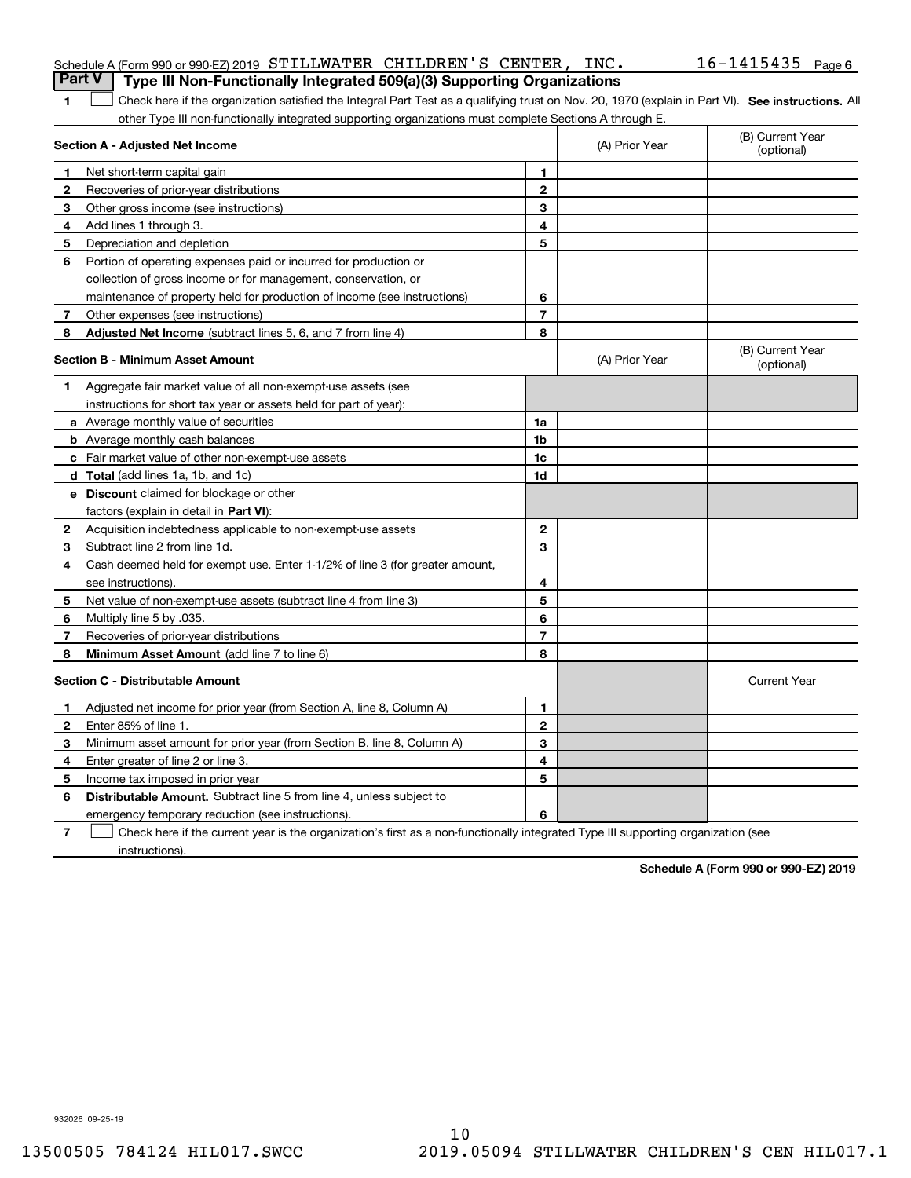Schedule A (Form 990 or 990-EZ) 2019 STILLWATER CHILDREN'S CENTER, INC. 16-1415435 Page 6

## Part V Type III Non-Functionally Integrated 509(a)(3) Supporting Organizations

1 ☐ Check here if the organization satisfied the Integral Part Test as a qualifying trust on Nov. 20, 1970 (explain in Part VI). **See instructions.** All other Type III non-functionally integrated supporting organizations must complete Sections A through E.

| Section A - Adjusted Net Income | | (A) Prior Year | (B) Current Year (optional) |
|---|---|---|---|
| 1 Net short-term capital gain | 1 | | |
| 2 Recoveries of prior-year distributions | 2 | | |
| 3 Other gross income (see instructions) | 3 | | |
| 4 Add lines 1 through 3. | 4 | | |
| 5 Depreciation and depletion | 5 | | |
| 6 Portion of operating expenses paid or incurred for production or collection of gross income or for management, conservation, or maintenance of property held for production of income (see instructions) | 6 | | |
| 7 Other expenses (see instructions) | 7 | | |
| 8 **Adjusted Net Income** (subtract lines 5, 6, and 7 from line 4) | 8 | | |

| Section B - Minimum Asset Amount | | (A) Prior Year | (B) Current Year (optional) |
|---|---|---|---|
| 1 Aggregate fair market value of all non-exempt-use assets (see instructions for short tax year or assets held for part of year): | | | |
| a Average monthly value of securities | 1a | | |
| b Average monthly cash balances | 1b | | |
| c Fair market value of other non-exempt-use assets | 1c | | |
| d **Total** (add lines 1a, 1b, and 1c) | 1d | | |
| e **Discount** claimed for blockage or other factors (explain in detail in **Part VI**): | | | |
| 2 Acquisition indebtedness applicable to non-exempt-use assets | 2 | | |
| 3 Subtract line 2 from line 1d. | 3 | | |
| 4 Cash deemed held for exempt use. Enter 1-1/2% of line 3 (for greater amount, see instructions). | 4 | | |
| 5 Net value of non-exempt-use assets (subtract line 4 from line 3) | 5 | | |
| 6 Multiply line 5 by .035. | 6 | | |
| 7 Recoveries of prior-year distributions | 7 | | |
| 8 **Minimum Asset Amount** (add line 7 to line 6) | 8 | | |

| Section C - Distributable Amount | | | Current Year |
|---|---|---|---|
| 1 Adjusted net income for prior year (from Section A, line 8, Column A) | 1 | | |
| 2 Enter 85% of line 1. | 2 | | |
| 3 Minimum asset amount for prior year (from Section B, line 8, Column A) | 3 | | |
| 4 Enter greater of line 2 or line 3. | 4 | | |
| 5 Income tax imposed in prior year | 5 | | |
| 6 **Distributable Amount.** Subtract line 5 from line 4, unless subject to emergency temporary reduction (see instructions). | 6 | | |

7 ☐ Check here if the current year is the organization's first as a non-functionally integrated Type III supporting organization (see instructions).

**Schedule A (Form 990 or 990-EZ) 2019**

932026 09-25-19

13500505 784124 HIL017.SWCC 2019.05094 STILLWATER CHILDREN'S CEN HIL017.1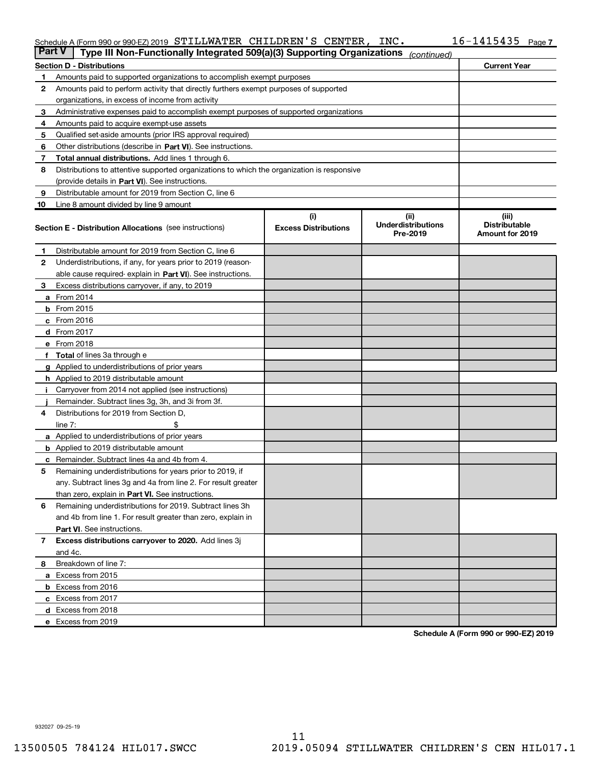Schedule A (Form 990 or 990-EZ) 2019 STILLWATER CHILDREN'S CENTER, INC. 16-1415435 Page 7

## Part V — Type III Non-Functionally Integrated 509(a)(3) Supporting Organizations *(continued)*

| Section D - Distributions | | Current Year |
|---|---|---|
| 1 | Amounts paid to supported organizations to accomplish exempt purposes | |
| 2 | Amounts paid to perform activity that directly furthers exempt purposes of supported organizations, in excess of income from activity | |
| 3 | Administrative expenses paid to accomplish exempt purposes of supported organizations | |
| 4 | Amounts paid to acquire exempt-use assets | |
| 5 | Qualified set-aside amounts (prior IRS approval required) | |
| 6 | Other distributions (describe in **Part VI**). See instructions. | |
| 7 | **Total annual distributions.** Add lines 1 through 6. | |
| 8 | Distributions to attentive supported organizations to which the organization is responsive (provide details in **Part VI**). See instructions. | |
| 9 | Distributable amount for 2019 from Section C, line 6 | |
| 10 | Line 8 amount divided by line 9 amount | |

| Section E - Distribution Allocations (see instructions) | (i) Excess Distributions | (ii) Underdistributions Pre-2019 | (iii) Distributable Amount for 2019 |
|---|---|---|---|
| 1 Distributable amount for 2019 from Section C, line 6 | | | |
| 2 Underdistributions, if any, for years prior to 2019 (reasonable cause required- explain in **Part VI**). See instructions. | | | |
| 3 Excess distributions carryover, if any, to 2019 | | | |
| a From 2014 | | | |
| b From 2015 | | | |
| c From 2016 | | | |
| d From 2017 | | | |
| e From 2018 | | | |
| f **Total** of lines 3a through e | | | |
| g Applied to underdistributions of prior years | | | |
| h Applied to 2019 distributable amount | | | |
| i Carryover from 2014 not applied (see instructions) | | | |
| j Remainder. Subtract lines 3g, 3h, and 3i from 3f. | | | |
| 4 Distributions for 2019 from Section D, line 7: $ | | | |
| a Applied to underdistributions of prior years | | | |
| b Applied to 2019 distributable amount | | | |
| c Remainder. Subtract lines 4a and 4b from 4. | | | |
| 5 Remaining underdistributions for years prior to 2019, if any. Subtract lines 3g and 4a from line 2. For result greater than zero, explain in **Part VI.** See instructions. | | | |
| 6 Remaining underdistributions for 2019. Subtract lines 3h and 4b from line 1. For result greater than zero, explain in **Part VI**. See instructions. | | | |
| 7 **Excess distributions carryover to 2020.** Add lines 3j and 4c. | | | |
| 8 Breakdown of line 7: | | | |
| a Excess from 2015 | | | |
| b Excess from 2016 | | | |
| c Excess from 2017 | | | |
| d Excess from 2018 | | | |
| e Excess from 2019 | | | |

**Schedule A (Form 990 or 990-EZ) 2019**

932027 09-25-19

13500505 784124 HIL017.SWCC 2019.05094 STILLWATER CHILDREN'S CEN HIL017.1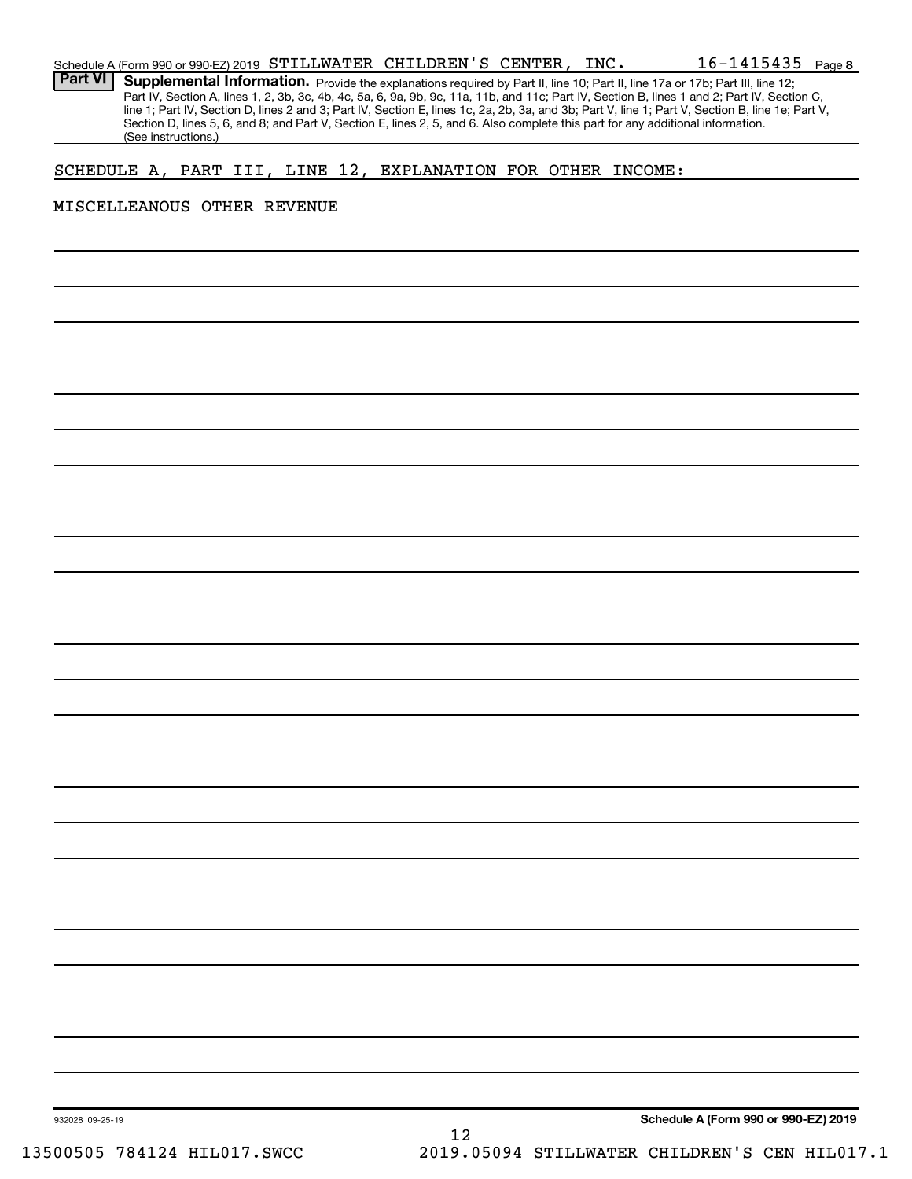Schedule A (Form 990 or 990-EZ) 2019 STILLWATER CHILDREN'S CENTER, INC. 16-1415435 Page 8

**Part VI** **Supplemental Information.** Provide the explanations required by Part II, line 10; Part II, line 17a or 17b; Part III, line 12; Part IV, Section A, lines 1, 2, 3b, 3c, 4b, 4c, 5a, 6, 9a, 9b, 9c, 11a, 11b, and 11c; Part IV, Section B, lines 1 and 2; Part IV, Section C, line 1; Part IV, Section D, lines 2 and 3; Part IV, Section E, lines 1c, 2a, 2b, 3a, and 3b; Part V, line 1; Part V, Section B, line 1e; Part V, Section D, lines 5, 6, and 8; and Part V, Section E, lines 2, 5, and 6. Also complete this part for any additional information. (See instructions.)

SCHEDULE A, PART III, LINE 12, EXPLANATION FOR OTHER INCOME:

MISCELLEANOUS OTHER REVENUE

932028 09-25-19

**Schedule A (Form 990 or 990-EZ) 2019**

13500505 784124 HIL017.SWCC 2019.05094 STILLWATER CHILDREN'S CEN HIL017.1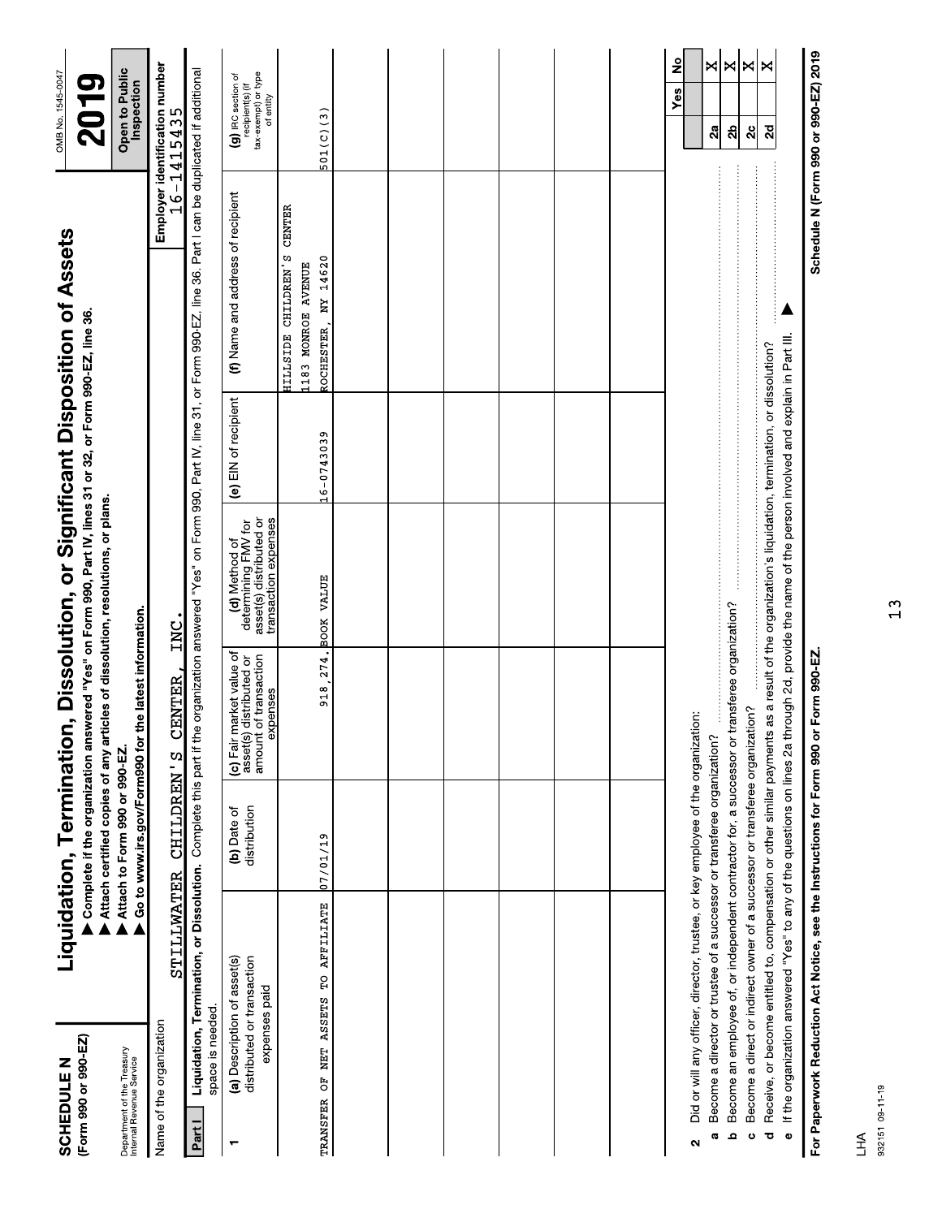# SCHEDULE N (Form 990 or 990-EZ)

Department of the Treasury
Internal Revenue Service

## Liquidation, Termination, Dissolution, or Significant Disposition of Assets

▶ Complete if the organization answered "Yes" on Form 990, Part IV, lines 31 or 32, or Form 990-EZ, line 36.
▶ Attach certified copies of any articles of dissolution, resolutions, or plans.
▶ Attach to Form 990 or 990-EZ.
▶ Go to www.irs.gov/Form990 for the latest information.

OMB No. 1545-0047

**2019**

**Open to Public Inspection**

Name of the organization: STILLWATER CHILDREN'S CENTER, INC.

Employer identification number: 16-1415435

**Part I Liquidation, Termination, or Dissolution.** Complete this part if the organization answered "Yes" on Form 990, Part IV, line 31, or Form 990-EZ, line 36. Part I can be duplicated if additional space is needed.

| 1 (a) Description of asset(s) distributed or transaction expenses paid | (b) Date of distribution | (c) Fair market value of asset(s) distributed or amount of transaction expenses | (d) Method of determining FMV for asset(s) distributed or transaction expenses | (e) EIN of recipient | (f) Name and address of recipient | (g) IRC section of recipient(s) (if tax-exempt) or type of entity |
|---|---|---|---|---|---|---|
| TRANSFER OF NET ASSETS TO AFFILIATE | 07/01/19 | 918,274. | BOOK VALUE | 16-0743039 | HILLSIDE CHILDREN'S CENTER 1183 MONROE AVENUE ROCHESTER, NY 14620 | 501(C)(3) |
| | | | | | | |
| | | | | | | |
| | | | | | | |
| | | | | | | |
| | | | | | | |

| | | | Yes | No |
|---|---|---|---|---|
| **2** | Did or will any officer, director, trustee, or key employee of the organization: | | | |
| **a** | Become a director or trustee of a successor or transferee organization? | 2a | | X |
| **b** | Become an employee of, or independent contractor for, a successor or transferee organization? | 2b | | X |
| **c** | Become a direct or indirect owner of a successor or transferee organization? | 2c | | X |
| **d** | Receive, or become entitled to, compensation or other similar payments as a result of the organization's liquidation, termination, or dissolution? | 2d | | X |
| **e** | If the organization answered "Yes" to any of the questions on lines 2a through 2d, provide the name of the person involved and explain in Part III. ▶ | | | |

**For Paperwork Reduction Act Notice, see the Instructions for Form 990 or Form 990-EZ.**

LHA 932151 09-11-19

**Schedule N (Form 990 or 990-EZ) 2019**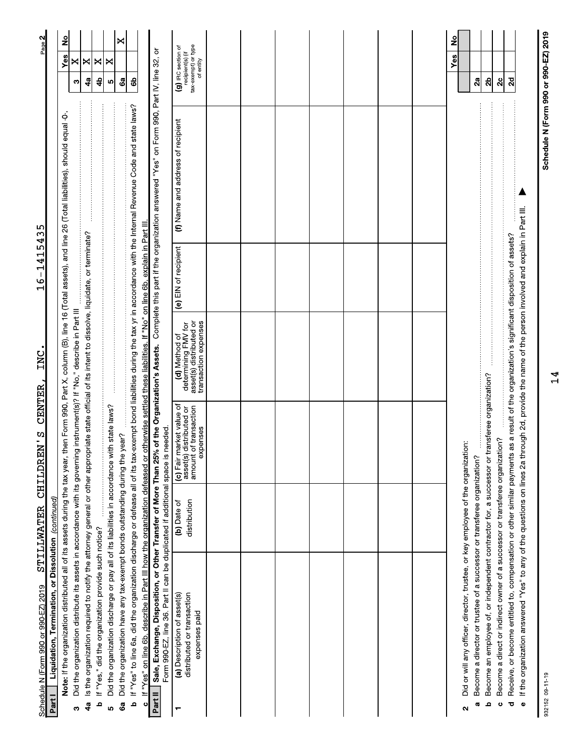Schedule N (Form 990 or 990-EZ) 2019 STILLWATER CHILDREN'S CENTER, INC. 16-1415435

## Part I Liquidation, Termination, or Dissolution *(continued)*

**Note:** If the organization distributed all of its assets during the tax year, then Form 990, Part X, column (B), line 16 (Total assets), and line 26 (Total liabilities), should equal -0-.

| | | | Yes | No |
|---|---|---|---|---|
| 3 | Did the organization distribute its assets in accordance with its governing instrument(s)? If "No," describe in Part III | 3 | X | |
| 4a | Is the organization required to notify the attorney general or other appropriate state official of its intent to dissolve, liquidate, or terminate? | 4a | X | |
| b | If "Yes," did the organization provide such notice? | 4b | X | |
| 5 | Did the organization discharge or pay all of its liabilities in accordance with state laws? | 5 | X | |
| 6a | Did the organization have any tax-exempt bonds outstanding during the year? | 6a | | X |
| b | If "Yes" to line 6a, did the organization discharge or defease all of its tax-exempt bond liabilities during the tax yr in accordance with the Internal Revenue Code and state laws? | 6b | | |
| c | If "Yes" on line 6b, describe in Part III how the organization defeased or otherwise settled these liabilities. If "No" on line 6b, explain in Part III. | | | |

## Part II Sale, Exchange, Disposition, or Other Transfer of More Than 25% of the Organization's Assets.

Complete this part if the organization answered "Yes" on Form 990, Part IV, line 32, or Form 990-EZ, line 36. Part II can be duplicated if additional space is needed.

| 1 | (a) Description of asset(s) distributed or transaction expenses paid | (b) Date of distribution | (c) Fair market value of asset(s) distributed or amount of transaction expenses | (d) Method of determining FMV for asset(s) distributed or transaction expenses | (e) EIN of recipient | (f) Name and address of recipient | (g) IRC section of recipient(s) (if tax-exempt) or type of entity |
|---|---|---|---|---|---|---|---|
| | | | | | | | |
| | | | | | | | |
| | | | | | | | |
| | | | | | | | |
| | | | | | | | |
| | | | | | | | |
| | | | | | | | |

| | | | Yes | No |
|---|---|---|---|---|
| 2 | Did or will any officer, director, trustee, or key employee of the organization: | | | |
| a | Become a director or trustee of a successor or transferee organization? | 2a | | |
| b | Become an employee of, or independent contractor for, a successor or transferee organization? | 2b | | |
| c | Become a direct or indirect owner of a successor or transferee organization? | 2c | | |
| d | Receive, or become entitled to, compensation or other similar payments as a result of the organization's significant disposition of assets? | 2d | | |
| e | If the organization answered "Yes" to any of the questions on lines 2a through 2d, provide the name of the person involved and explain in Part III. ▶ | | | |

932152 09-11-19

Schedule N (Form 990 or 990-EZ) 2019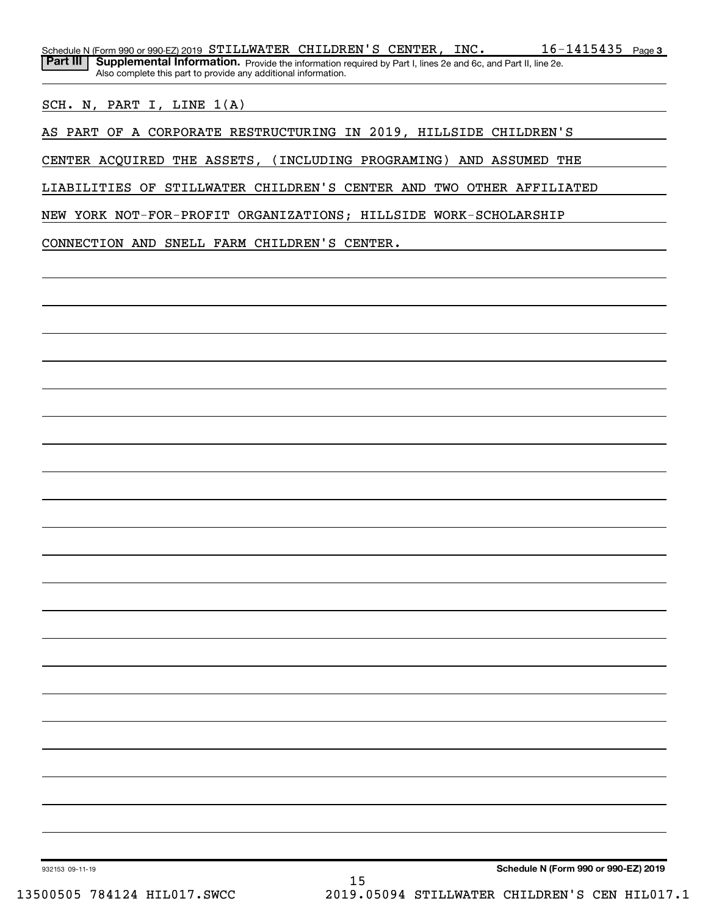Schedule N (Form 990 or 990-EZ) 2019 STILLWATER CHILDREN'S CENTER, INC. 16-1415435 Page 3

**Part III** **Supplemental Information.** Provide the information required by Part I, lines 2e and 6c, and Part II, line 2e. Also complete this part to provide any additional information.

SCH. N, PART I, LINE 1(A)

AS PART OF A CORPORATE RESTRUCTURING IN 2019, HILLSIDE CHILDREN'S CENTER ACQUIRED THE ASSETS, (INCLUDING PROGRAMING) AND ASSUMED THE LIABILITIES OF STILLWATER CHILDREN'S CENTER AND TWO OTHER AFFILIATED NEW YORK NOT-FOR-PROFIT ORGANIZATIONS; HILLSIDE WORK-SCHOLARSHIP CONNECTION AND SNELL FARM CHILDREN'S CENTER.

932153 09-11-19

**Schedule N (Form 990 or 990-EZ) 2019**

13500505 784124 HIL017.SWCC 2019.05094 STILLWATER CHILDREN'S CEN HIL017.1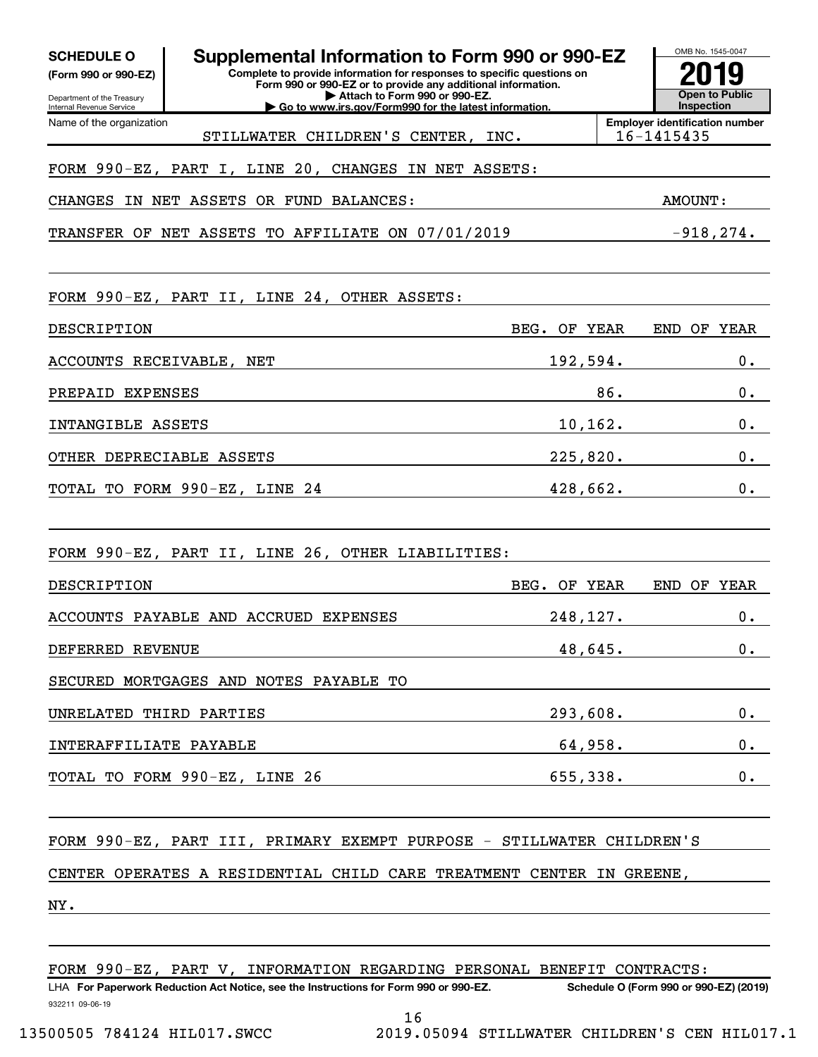**SCHEDULE O**
**(Form 990 or 990-EZ)**

Department of the Treasury
Internal Revenue Service

# Supplemental Information to Form 990 or 990-EZ

**Complete to provide information for responses to specific questions on Form 990 or 990-EZ or to provide any additional information.**
**▶ Attach to Form 990 or 990-EZ.**
**▶ Go to www.irs.gov/Form990 for the latest information.**

OMB No. 1545-0047
**2019**
**Open to Public Inspection**

Name of the organization: STILLWATER CHILDREN'S CENTER, INC.
**Employer identification number:** 16-1415435

FORM 990-EZ, PART I, LINE 20, CHANGES IN NET ASSETS:

| CHANGES IN NET ASSETS OR FUND BALANCES: | AMOUNT: |
|---|---|
| TRANSFER OF NET ASSETS TO AFFILIATE ON 07/01/2019 | -918,274. |

FORM 990-EZ, PART II, LINE 24, OTHER ASSETS:

| DESCRIPTION | BEG. OF YEAR | END OF YEAR |
|---|---|---|
| ACCOUNTS RECEIVABLE, NET | 192,594. | 0. |
| PREPAID EXPENSES | 86. | 0. |
| INTANGIBLE ASSETS | 10,162. | 0. |
| OTHER DEPRECIABLE ASSETS | 225,820. | 0. |
| TOTAL TO FORM 990-EZ, LINE 24 | 428,662. | 0. |

FORM 990-EZ, PART II, LINE 26, OTHER LIABILITIES:

| DESCRIPTION | BEG. OF YEAR | END OF YEAR |
|---|---|---|
| ACCOUNTS PAYABLE AND ACCRUED EXPENSES | 248,127. | 0. |
| DEFERRED REVENUE | 48,645. | 0. |
| SECURED MORTGAGES AND NOTES PAYABLE TO UNRELATED THIRD PARTIES | 293,608. | 0. |
| INTERAFFILIATE PAYABLE | 64,958. | 0. |
| TOTAL TO FORM 990-EZ, LINE 26 | 655,338. | 0. |

FORM 990-EZ, PART III, PRIMARY EXEMPT PURPOSE - STILLWATER CHILDREN'S CENTER OPERATES A RESIDENTIAL CHILD CARE TREATMENT CENTER IN GREENE, NY.

FORM 990-EZ, PART V, INFORMATION REGARDING PERSONAL BENEFIT CONTRACTS:

LHA **For Paperwork Reduction Act Notice, see the Instructions for Form 990 or 990-EZ.** **Schedule O (Form 990 or 990-EZ) (2019)**

932211 09-06-19

13500505 784124 HIL017.SWCC 2019.05094 STILLWATER CHILDREN'S CEN HIL017.1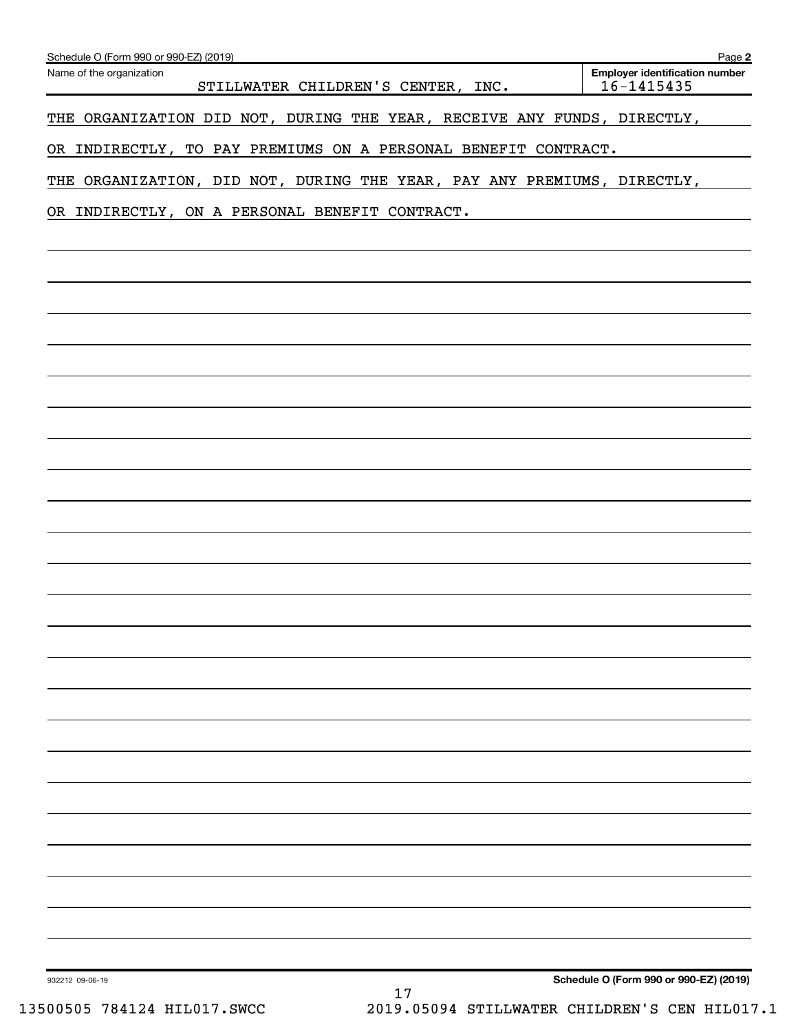Name of the organization: STILLWATER CHILDREN'S CENTER, INC.

Employer identification number: 16-1415435

THE ORGANIZATION DID NOT, DURING THE YEAR, RECEIVE ANY FUNDS, DIRECTLY, OR INDIRECTLY, TO PAY PREMIUMS ON A PERSONAL BENEFIT CONTRACT.

THE ORGANIZATION, DID NOT, DURING THE YEAR, PAY ANY PREMIUMS, DIRECTLY, OR INDIRECTLY, ON A PERSONAL BENEFIT CONTRACT.